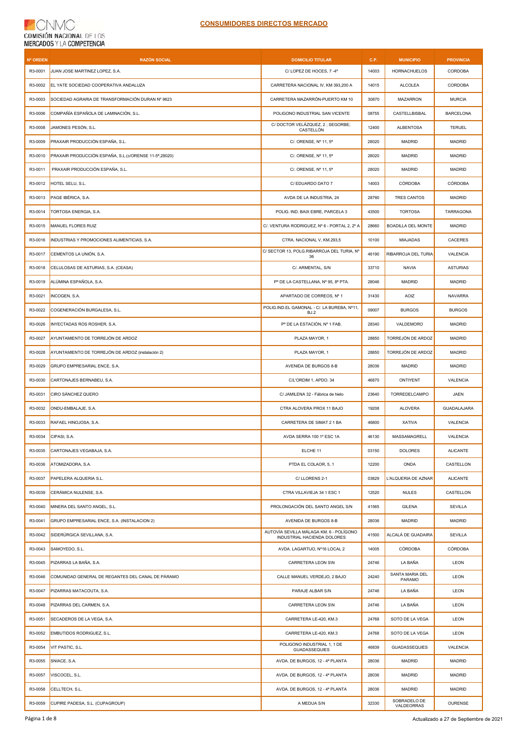# CONSUMIDORES DIRECTOS MERCADO

| Nº ORDEN | RAZÓN SOCIAL | DOMICILIO TITULAR | C.P. | MUNICIPIO | PROVINCIA |
|---|---|---|---|---|---|
| R3-0001 | JUAN JOSE MARTINEZ LOPEZ, S.A. | C/ LOPEZ DE HOCES, 7 -4º | 14003 | HORNACHUELOS | CORDOBA |
| R3-0002 | EL YATE SOCIEDAD COOPERATIVA ANDALUZA | CARRETERA NACIONAL IV, KM 393,200 A | 14015 | ALCOLEA | CORDOBA |
| R3-0003 | SOCIEDAD AGRARIA DE TRANSFORMACIÓN DURAN Nº 9623 | CARRETERA MAZARRÓN-PUERTO KM 10 | 30870 | MAZARRON | MURCIA |
| R3-0006 | COMPAÑÍA ESPAÑOLA DE LAMINACIÓN, S.L. | POLIGONO INDUSTRIAL SAN VICENTE | 08755 | CASTELLBISBAL | BARCELONA |
| R3-0008 | JAMONES PESÓN, S.L. | C/ DOCTOR VELÁZQUEZ, 2 ; SEGORBE; CASTELLÓN | 12400 | ALBENTOSA | TERUEL |
| R3-0009 | PRAXAIR PRODUCCIÓN ESPAÑA, S.L. | C/. ORENSE, Nº 11, 5ª | 28020 | MADRID | MADRID |
| R3-0010 | PRAXAIR PRODUCCIÓN ESPAÑA, S.L.(c/ORENSE 11-5ª,28020) | C/. ORENSE, Nº 11, 5ª | 28020 | MADRID | MADRID |
| R3-0011 | PRAXAIR PRODUCCIÓN ESPAÑA, S.L. | C/. ORENSE, Nº 11, 5ª | 28020 | MADRID | MADRID |
| R3-0012 | HOTEL SELU, S.L. | C/ EDUARDO DATO 7 | 14003 | CÓRDOBA | CÓRDOBA |
| R3-0013 | PAGE IBÉRICA, S.A. | AVDA DE LA INDUSTRIA, 24 | 28760 | TRES CANTOS | MADRID |
| R3-0014 | TORTOSA ENERGIA, S.A. | POLIG. IND. BAIX EBRE, PARCELA 3 | 43500 | TORTOSA | TARRAGONA |
| R3-0015 | MANUEL FLORES RUIZ | C/. VENTURA RODRIGUEZ, Nº 6 - PORTAL 2, 2º A | 28660 | BOADILLA DEL MONTE | MADRID |
| R3-0016 | INDUSTRIAS Y PROMOCIONES ALIMENTICIAS, S.A. | CTRA. NACIONAL V, KM.293,5 | 10100 | MIAJADAS | CACERES |
| R3-0017 | CEMENTOS LA UNIÓN, S.A. | C/ SECTOR 13, POLG.RIBARROJA DEL TURIA, Nº 36 | 46190 | RIBARROJA DEL TURIA | VALENCIA |
| R3-0018 | CELULOSAS DE ASTURIAS, S.A. (CEASA) | C/. ARMENTAL, S/N | 33710 | NAVIA | ASTURIAS |
| R3-0019 | ALÚMINA ESPAÑOLA, S.A. | Pº DE LA CASTELLANA, Nº 95, 8ª PTA. | 28046 | MADRID | MADRID |
| R3-0021 | INCOGEN, S.A. | APARTADO DE CORREOS, Nº 1 | 31430 | AOIZ | NAVARRA |
| R3-0022 | COGENERACIÓN BURGALESA, S.L. | POLIG.IND.EL GAMONAL - C/. LA BUREBA, Nº11, BJ.2 | 09007 | BURGOS | BURGOS |
| R3-0026 | INYECTADAS ROS ROSHER, S.A. | Pº DE LA ESTACIÓN, Nº 1 FAB. | 28340 | VALDEMORO | MADRID |
| R3-0027 | AYUNTAMIENTO DE TORREJÓN DE ARDOZ | PLAZA MAYOR, 1 | 28850 | TORREJÓN DE ARDOZ | MADRID |
| R3-0028 | AYUNTAMIENTO DE TORREJÓN DE ARDOZ (instalación 2) | PLAZA MAYOR, 1 | 28850 | TORREJÓN DE ARDOZ | MADRID |
| R3-0029 | GRUPO EMPRESARIAL ENCE, S.A. | AVENIDA DE BURGOS 8-B | 28036 | MADRID | MADRID |
| R3-0030 | CARTONAJES BERNABEU, S.A. | C/L'ORDIM 1, APDO. 34 | 46870 | ONTIYENT | VALENCIA |
| R3-0031 | CIRO SÁNCHEZ QUERO | C/ JAMILENA 32 - Fábrica de hielo | 23640 | TORREDELCAMPO | JAEN |
| R3-0032 | ONDU-EMBALAJE, S.A. | CTRA ALOVERA PROX 11 BAJO | 19208 | ALOVERA | GUADALAJARA |
| R3-0033 | RAFAEL HINOJOSA, S.A. | CARRETERA DE SIMAT 2 1 BA | 46800 | XATIVA | VALENCIA |
| R3-0034 | CIPASI, S.A. | AVDA SERRA 100 1º ESC 1A | 46130 | MASSAMAGRELL | VALENCIA |
| R3-0035 | CARTONAJES VEGABAJA, S.A. | ELCHE 11 | 03150 | DOLORES | ALICANTE |
| R3-0036 | ATOMIZADORA, S.A. | PTDA EL COLAOR, 5, 1 | 12200 | ONDA | CASTELLON |
| R3-0037 | PAPELERA ALQUERIA S.L. | C/ LLORENS 2-1 | 03829 | L'ALQUERIA DE AZNAR | ALICANTE |
| R3-0039 | CERÁMICA NULENSE, S.A. | CTRA VILLAVIEJA 34 1 ESC 1 | 12520 | NULES | CASTELLON |
| R3-0040 | MINERA DEL SANTO ANGEL, S.L. | PROLONGACIÓN DEL SANTO ANGEL S/N | 41565 | GILENA | SEVILLA |
| R3-0041 | GRUPO EMPRESARIAL ENCE, S.A. (INSTALACION 2) | AVENIDA DE BURGOS 8-B | 28036 | MADRID | MADRID |
| R3-0042 | SIDERÚRGICA SEVILLANA, S.A. | AUTOVÍA SEVILLA MÁLAGA KM. 6 - POLÍGONO INDUSTRIAL HACIENDA DOLORES | 41500 | ALCALÁ DE GUADAIRA | SEVILLA |
| R3-0043 | SAMOYEDO, S.L. | AVDA. LAGARTIJO, Nº16 LOCAL 2 | 14005 | CÓRDOBA | CÓRDOBA |
| R3-0045 | PIZARRAS LA BAÑA, S.A. | CARRETERA LEON S\N | 24746 | LA BAÑA | LEON |
| R3-0046 | COMUNIDAD GENERAL DE REGANTES DEL CANAL DE PÁRAMO | CALLE MANUEL VERDEJO, 2 BAJO | 24240 | SANTA MARIA DEL PARAMO | LEON |
| R3-0047 | PIZARRAS MATACOUTA, S.A. | PARAJE ALBAR S/N | 24746 | LA BAÑA | LEON |
| R3-0048 | PIZARRAS DEL CARMEN, S.A. | CARRETERA LEON S\N | 24746 | LA BAÑA | LEON |
| R3-0051 | SECADEROS DE LA VEGA, S.A. | CARRETERA LE-420, KM.3 | 24768 | SOTO DE LA VEGA | LEON |
| R3-0052 | EMBUTIDOS RODRIGUEZ, S.L. | CARRETERA LE-420, KM.3 | 24768 | SOTO DE LA VEGA | LEON |
| R3-0054 | VIT PASTIC, S.L. | POLIGONO INDUSTRIAL 1, 1 DE GUADASSEQUIES | 46839 | GUADASSEQUIES | VALENCIA |
| R3-0055 | SNIACE, S.A. | AVDA. DE BURGOS, 12 - 4ª PLANTA | 28036 | MADRID | MADRID |
| R3-0057 | VISCOCEL, S.L. | AVDA. DE BURGOS, 12 - 4ª PLANTA | 28036 | MADRID | MADRID |
| R3-0058 | CELLTECH, S.L. | AVDA. DE BURGOS, 12 - 4ª PLANTA | 28036 | MADRID | MADRID |
| R3-0059 | CUPIRE PADESA, S.L. (CUPAGROUP) | A MEDUA S/N | 32330 | SOBRADELO DE VALDEORRAS | OURENSE |

Actualizado a 27 de Septiembre de 2021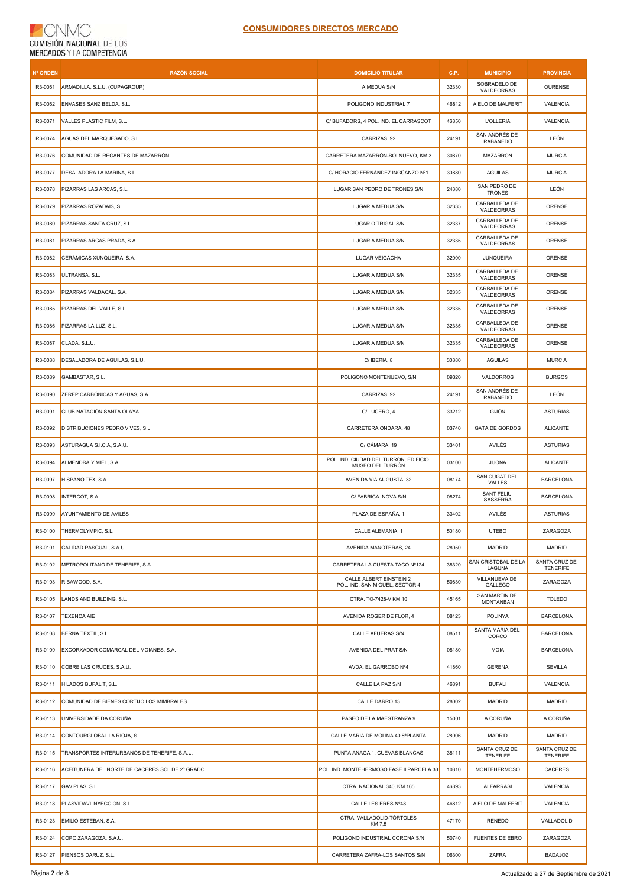## CONSUMIDORES DIRECTOS MERCADO

| Nº ORDEN | RAZÓN SOCIAL | DOMICILIO TITULAR | C.P. | MUNICIPIO | PROVINCIA |
|---|---|---|---|---|---|
| R3-0061 | ARMADILLA, S.L.U. (CUPAGROUP) | A MEDUA S/N | 32330 | SOBRADELO DE VALDEORRAS | OURENSE |
| R3-0062 | ENVASES SANZ BELDA, S.L. | POLIGONO INDUSTRIAL 7 | 46812 | AIELO DE MALFERIT | VALENCIA |
| R3-0071 | VALLES PLASTIC FILM, S.L. | C/ BUFADORS, 4 POL. IND. EL CARRASCOT | 46850 | L'OLLERIA | VALENCIA |
| R3-0074 | AGUAS DEL MARQUESADO, S.L. | CARRIZAS, 92 | 24191 | SAN ANDRÉS DE RABANEDO | LEÓN |
| R3-0076 | COMUNIDAD DE REGANTES DE MAZARRÓN | CARRETERA MAZARRÓN-BOLNUEVO, KM 3 | 30870 | MAZARRON | MURCIA |
| R3-0077 | DESALADORA LA MARINA, S.L. | C/ HORACIO FERNÁNDEZ INGÜANZO Nº1 | 30880 | AGUILAS | MURCIA |
| R3-0078 | PIZARRAS LAS ARCAS, S.L. | LUGAR SAN PEDRO DE TRONES S/N | 24380 | SAN PEDRO DE TRONES | LEÓN |
| R3-0079 | PIZARRAS ROZADAIS, S.L. | LUGAR A MEDUA S/N | 32335 | CARBALLEDA DE VALDEORRAS | ORENSE |
| R3-0080 | PIZARRAS SANTA CRUZ, S.L. | LUGAR O TRIGAL S/N | 32337 | CARBALLEDA DE VALDEORRAS | ORENSE |
| R3-0081 | PIZARRAS ARCAS PRADA, S.A. | LUGAR A MEDUA S/N | 32335 | CARBALLEDA DE VALDEORRAS | ORENSE |
| R3-0082 | CERÁMICAS XUNQUEIRA, S.A. | LUGAR VEIGACHA | 32000 | JUNQUEIRA | ORENSE |
| R3-0083 | ULTRANSA, S.L. | LUGAR A MEDUA S/N | 32335 | CARBALLEDA DE VALDEORRAS | ORENSE |
| R3-0084 | PIZARRAS VALDACAL, S.A. | LUGAR A MEDUA S/N | 32335 | CARBALLEDA DE VALDEORRAS | ORENSE |
| R3-0085 | PIZARRAS DEL VALLE, S.L. | LUGAR A MEDUA S/N | 32335 | CARBALLEDA DE VALDEORRAS | ORENSE |
| R3-0086 | PIZARRAS LA LUZ, S.L. | LUGAR A MEDUA S/N | 32335 | CARBALLEDA DE VALDEORRAS | ORENSE |
| R3-0087 | CLADA, S.L.U. | LUGAR A MEDUA S/N | 32335 | CARBALLEDA DE VALDEORRAS | ORENSE |
| R3-0088 | DESALADORA DE AGUILAS, S.L.U. | C/ IBERIA, 8 | 30880 | AGUILAS | MURCIA |
| R3-0089 | GAMBASTAR, S.L. | POLIGONO MONTENUEVO, S/N | 09320 | VALDORROS | BURGOS |
| R3-0090 | ZEREP CARBÓNICAS Y AGUAS, S.A. | CARRIZAS, 92 | 24191 | SAN ANDRÉS DE RABANEDO | LEÓN |
| R3-0091 | CLUB NATACIÓN SANTA OLAYA | C/ LUCERO, 4 | 33212 | GIJÓN | ASTURIAS |
| R3-0092 | DISTRIBUCIONES PEDRO VIVES, S.L. | CARRETERA ONDARA, 48 | 03740 | GATA DE GORDOS | ALICANTE |
| R3-0093 | ASTURAGUA S.I.C.A, S.A.U. | C/ CÁMARA, 19 | 33401 | AVILÉS | ASTURIAS |
| R3-0094 | ALMENDRA Y MIEL, S.A. | POL. IND. CIUDAD DEL TURRÓN, EDIFICIO MUSEO DEL TURRÓN | 03100 | JIJONA | ALICANTE |
| R3-0097 | HISPANO TEX, S.A. | AVENIDA VIA AUGUSTA, 32 | 08174 | SAN CUGAT DEL VALLES | BARCELONA |
| R3-0098 | INTERCOT, S.A. | C/ FABRICA NOVA S/N | 08274 | SANT FELIU SASSERRA | BARCELONA |
| R3-0099 | AYUNTAMIENTO DE AVILÉS | PLAZA DE ESPAÑA, 1 | 33402 | AVILÉS | ASTURIAS |
| R3-0100 | THERMOLYMPIC, S.L. | CALLE ALEMANIA, 1 | 50180 | UTEBO | ZARAGOZA |
| R3-0101 | CALIDAD PASCUAL, S.A.U. | AVENIDA MANOTERAS, 24 | 28050 | MADRID | MADRID |
| R3-0102 | METROPOLITANO DE TENERIFE, S.A. | CARRETERA LA CUESTA TACO Nº124 | 38320 | SAN CRISTÓBAL DE LA LAGUNA | SANTA CRUZ DE TENERIFE |
| R3-0103 | RIBAWOOD, S.A. | CALLE ALBERT EINSTEIN 2 POL. IND. SAN MIGUEL, SECTOR 4 | 50830 | VILLANUEVA DE GALLEGO | ZARAGOZA |
| R3-0105 | LANDS AND BUILDING, S.L. | CTRA. TO-7428-V KM 10 | 45165 | SAN MARTIN DE MONTANBAN | TOLEDO |
| R3-0107 | TEXENCA AIE | AVENIDA ROGER DE FLOR, 4 | 08123 | POLINYA | BARCELONA |
| R3-0108 | BERNA TEXTIL, S.L. | CALLE AFUERAS S/N | 08511 | SANTA MARIA DEL CORCO | BARCELONA |
| R3-0109 | EXCORXADOR COMARCAL DEL MOIANES, S.A. | AVENIDA DEL PRAT S/N | 08180 | MOIA | BARCELONA |
| R3-0110 | COBRE LAS CRUCES, S.A.U. | AVDA. EL GARROBO Nº4 | 41860 | GERENA | SEVILLA |
| R3-0111 | HILADOS BUFALIT, S.L. | CALLE LA PAZ S/N | 46891 | BUFALI | VALENCIA |
| R3-0112 | COMUNIDAD DE BIENES CORTIJO LOS MIMBRALES | CALLE DARRO 13 | 28002 | MADRID | MADRID |
| R3-0113 | UNIVERSIDADE DA CORUÑA | PASEO DE LA MAESTRANZA 9 | 15001 | A CORUÑA | A CORUÑA |
| R3-0114 | CONTOURGLOBAL LA RIOJA, S.L. | CALLE MARÍA DE MOLINA 40 8ªPLANTA | 28006 | MADRID | MADRID |
| R3-0115 | TRANSPORTES INTERURBANOS DE TENERIFE, S.A.U. | PUNTA ANAGA 1, CUEVAS BLANCAS | 38111 | SANTA CRUZ DE TENERIFE | SANTA CRUZ DE TENERIFE |
| R3-0116 | ACEITUNERA DEL NORTE DE CACERES SCL DE 2º GRADO | POL. IND. MONTEHERMOSO FASE II PARCELA 33 | 10810 | MONTEHERMOSO | CACERES |
| R3-0117 | GAVIPLAS, S.L. | CTRA. NACIONAL 340, KM 165 | 46893 | ALFARRASI | VALENCIA |
| R3-0118 | PLASVIDAVI INYECCION, S.L. | CALLE LES ERES Nº48 | 46812 | AIELO DE MALFERIT | VALENCIA |
| R3-0123 | EMILIO ESTEBAN, S.A. | CTRA. VALLADOLID-TÓRTOLES KM 7,5 | 47170 | RENEDO | VALLADOLID |
| R3-0124 | COPO ZARAGOZA, S.A.U. | POLIGONO INDUSTRIAL CORONA S/N | 50740 | FUENTES DE EBRO | ZARAGOZA |
| R3-0127 | PIENSOS DARUZ, S.L. | CARRETERA ZAFRA-LOS SANTOS S/N | 06300 | ZAFRA | BADAJOZ |

Actualizado a 27 de Septiembre de 2021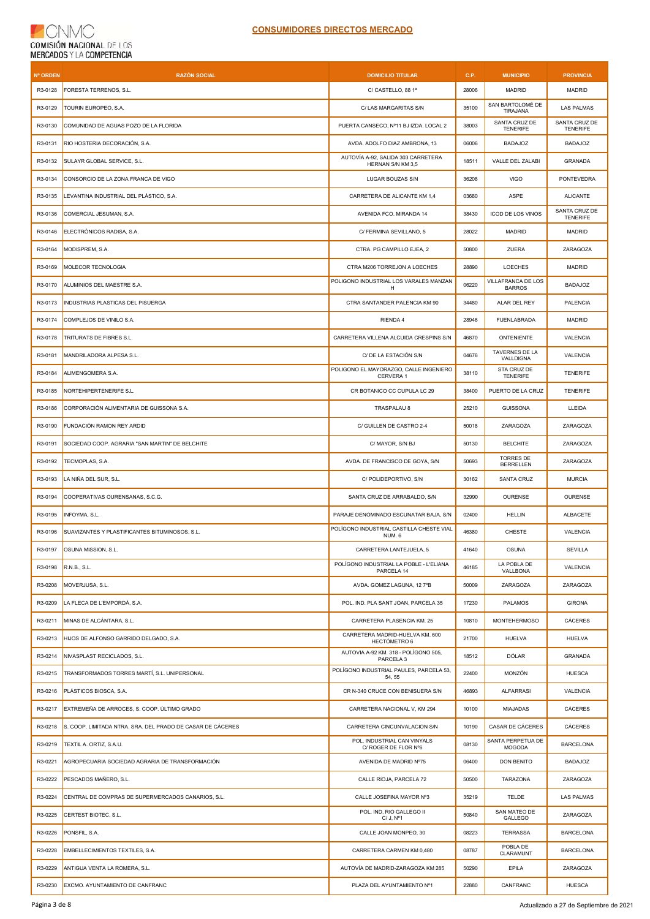# CONSUMIDORES DIRECTOS MERCADO

| Nº ORDEN | RAZÓN SOCIAL | DOMICILIO TITULAR | C.P. | MUNICIPIO | PROVINCIA |
|---|---|---|---|---|---|
| R3-0128 | FORESTA TERRENOS, S.L. | C/ CASTELLO, 88 1ª | 28006 | MADRID | MADRID |
| R3-0129 | TOURIN EUROPEO, S.A. | C/ LAS MARGARITAS S/N | 35100 | SAN BARTOLOMÉ DE TIRAJANA | LAS PALMAS |
| R3-0130 | COMUNIDAD DE AGUAS POZO DE LA FLORIDA | PUERTA CANSECO, Nº11 BJ IZDA. LOCAL 2 | 38003 | SANTA CRUZ DE TENERIFE | SANTA CRUZ DE TENERIFE |
| R3-0131 | RIO HOSTERIA DECORACIÓN, S.A. | AVDA. ADOLFO DIAZ AMBRONA, 13 | 06006 | BADAJOZ | BADAJOZ |
| R3-0132 | SULAYR GLOBAL SERVICE, S.L. | AUTOVÍA A-92, SALIDA 303 CARRETERA HERNAN S/N KM 3,5 | 18511 | VALLE DEL ZALABI | GRANADA |
| R3-0134 | CONSORCIO DE LA ZONA FRANCA DE VIGO | LUGAR BOUZAS S/N | 36208 | VIGO | PONTEVEDRA |
| R3-0135 | LEVANTINA INDUSTRIAL DEL PLÁSTICO, S.A. | CARRETERA DE ALICANTE KM 1,4 | 03680 | ASPE | ALICANTE |
| R3-0136 | COMERCIAL JESUMAN, S.A. | AVENIDA FCO. MIRANDA 14 | 38430 | ICOD DE LOS VINOS | SANTA CRUZ DE TENERIFE |
| R3-0146 | ELECTRÓNICOS RADISA, S.A. | C/ FERMINA SEVILLANO, 5 | 28022 | MADRID | MADRID |
| R3-0164 | MODISPREM, S.A. | CTRA. PG CAMPILLO EJEA, 2 | 50800 | ZUERA | ZARAGOZA |
| R3-0169 | MOLECOR TECNOLOGIA | CTRA M206 TORREJON A LOECHES | 28890 | LOECHES | MADRID |
| R3-0170 | ALUMINIOS DEL MAESTRE S.A. | POLIGONO INDUSTRIAL LOS VARALES MANZAN H | 06220 | VILLAFRANCA DE LOS BARROS | BADAJOZ |
| R3-0173 | INDUSTRIAS PLASTICAS DEL PISUERGA | CTRA SANTANDER PALENCIA KM 90 | 34480 | ALAR DEL REY | PALENCIA |
| R3-0174 | COMPLEJOS DE VINILO S.A. | RIENDA 4 | 28946 | FUENLABRADA | MADRID |
| R3-0178 | TRITURATS DE FIBRES S.L. | CARRETERA VILLENA ALCUIDA CRESPINS S/N | 46870 | ONTENIENTE | VALENCIA |
| R3-0181 | MANDRILADORA ALPESA S.L. | C/ DE LA ESTACIÓN S/N | 04676 | TAVERNES DE LA VALLDIGNA | VALENCIA |
| R3-0184 | ALIMENGOMERA S.A. | POLIGONO EL MAYORAZGO, CALLE INGENIERO CERVERA 1 | 38110 | STA CRUZ DE TENERIFE | TENERIFE |
| R3-0185 | NORTEHIPERTENERIFE S.L. | CR BOTANICO CC CUPULA LC 29 | 38400 | PUERTO DE LA CRUZ | TENERIFE |
| R3-0186 | CORPORACIÓN ALIMENTARIA DE GUISSONA S.A. | TRASPALAU 8 | 25210 | GUISSONA | LLEIDA |
| R3-0190 | FUNDACIÓN RAMON REY ARDID | C/ GUILLEN DE CASTRO 2-4 | 50018 | ZARAGOZA | ZARAGOZA |
| R3-0191 | SOCIEDAD COOP. AGRARIA "SAN MARTIN" DE BELCHITE | C/ MAYOR, S/N BJ | 50130 | BELCHITE | ZARAGOZA |
| R3-0192 | TECMOPLAS, S.A. | AVDA. DE FRANCISCO DE GOYA, S/N | 50693 | TORRES DE BERRELLEN | ZARAGOZA |
| R3-0193 | LA NIÑA DEL SUR, S.L. | C/ POLIDEPORTIVO, S/N | 30162 | SANTA CRUZ | MURCIA |
| R3-0194 | COOPERATIVAS OURENSANAS, S.C.G. | SANTA CRUZ DE ARRABALDO, S/N | 32990 | OURENSE | OURENSE |
| R3-0195 | INFOYMA, S.L. | PARAJE DENOMINADO ESCUNATAR BAJA, S/N | 02400 | HELLIN | ALBACETE |
| R3-0196 | SUAVIZANTES Y PLASTIFICANTES BITUMINOSOS, S.L. | POLÍGONO INDUSTRIAL CASTILLA CHESTE VIAL NUM. 6 | 46380 | CHESTE | VALENCIA |
| R3-0197 | OSUNA MISSION, S.L. | CARRETERA LANTEJUELA, 5 | 41640 | OSUNA | SEVILLA |
| R3-0198 | R.N.B., S.L. | POLÍGONO INDUSTRIAL LA POBLE - L'ELIANA PARCELA 14 | 46185 | LA POBLA DE VALLBONA | VALENCIA |
| R3-0208 | MOVERJUSA, S.L. | AVDA. GOMEZ LAGUNA, 12 7ºB | 50009 | ZARAGOZA | ZARAGOZA |
| R3-0209 | LA FLECA DE L'EMPORDÁ, S.A. | POL. IND. PLA SANT JOAN, PARCELA 35 | 17230 | PALAMOS | GIRONA |
| R3-0211 | MINAS DE ALCÁNTARA, S.L. | CARRETERA PLASENCIA KM. 25 | 10810 | MONTEHERMOSO | CÁCERES |
| R3-0213 | HIJOS DE ALFONSO GARRIDO DELGADO, S.A. | CARRETERA MADRID-HUELVA KM. 600 HECTÓMETRO 6 | 21700 | HUELVA | HUELVA |
| R3-0214 | NIVASPLAST RECICLADOS, S.L. | AUTOVIA A-92 KM. 318 - POLÍGONO 505, PARCELA 3 | 18512 | DÓLAR | GRANADA |
| R3-0215 | TRANSFORMADOS TORRES MARTÍ, S.L. UNIPERSONAL | POLÍGONO INDUSTRIAL PAULES, PARCELA 53, 54, 55 | 22400 | MONZÓN | HUESCA |
| R3-0216 | PLÁSTICOS BIOSCA, S.A. | CR N-340 CRUCE CON BENISUERA S/N | 46893 | ALFARRASI | VALENCIA |
| R3-0217 | EXTREMEÑA DE ARROCES, S. COOP. ÚLTIMO GRADO | CARRETERA NACIONAL V, KM 294 | 10100 | MIAJADAS | CÁCERES |
| R3-0218 | S. COOP. LIMITADA NTRA. SRA. DEL PRADO DE CASAR DE CÁCERES | CARRETERA CINCUNVALACION S/N | 10190 | CASAR DE CÁCERES | CÁCERES |
| R3-0219 | TEXTIL A. ORTIZ, S.A.U. | POL. INDUSTRIAL CAN VINYALS C/ ROGER DE FLOR Nº6 | 08130 | SANTA PERPETUA DE MOGODA | BARCELONA |
| R3-0221 | AGROPECUARIA SOCIEDAD AGRARIA DE TRANSFORMACIÓN | AVENIDA DE MADRID Nº75 | 06400 | DON BENITO | BADAJOZ |
| R3-0222 | PESCADOS MAÑERO, S.L. | CALLE RIOJA, PARCELA 72 | 50500 | TARAZONA | ZARAGOZA |
| R3-0224 | CENTRAL DE COMPRAS DE SUPERMERCADOS CANARIOS, S.L. | CALLE JOSEFINA MAYOR Nº3 | 35219 | TELDE | LAS PALMAS |
| R3-0225 | CERTEST BIOTEC, S.L. | POL. IND. RIO GALLEGO II C/ J, Nº1 | 50840 | SAN MATEO DE GALLEGO | ZARAGOZA |
| R3-0226 | PONSFIL, S.A. | CALLE JOAN MONPEO, 30 | 08223 | TERRASSA | BARCELONA |
| R3-0228 | EMBELLECIMIENTOS TEXTILES, S.A. | CARRETERA CARMEN KM 0,480 | 08787 | POBLA DE CLARAMUNT | BARCELONA |
| R3-0229 | ANTIGUA VENTA LA ROMERA, S.L. | AUTOVÍA DE MADRID-ZARAGOZA KM 285 | 50290 | EPILA | ZARAGOZA |
| R3-0230 | EXCMO. AYUNTAMIENTO DE CANFRANC | PLAZA DEL AYUNTAMIENTO Nº1 | 22880 | CANFRANC | HUESCA |

Actualizado a 27 de Septiembre de 2021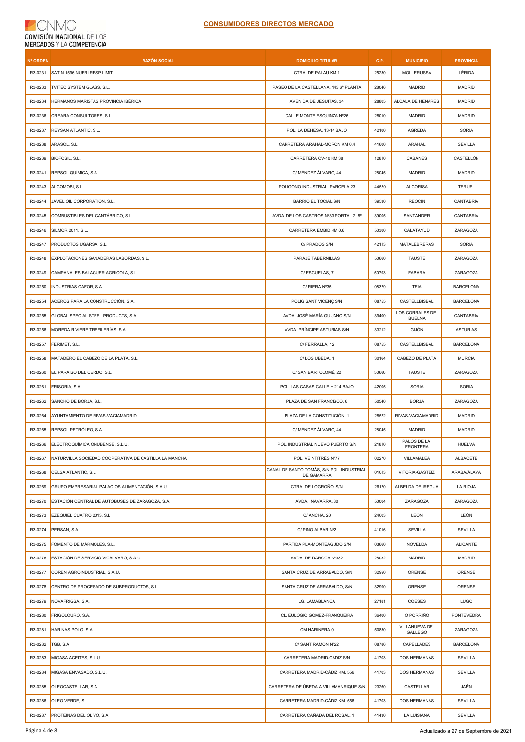**CNMC COMISIÓN NACIONAL DE LOS MERCADOS Y LA COMPETENCIA**

## CONSUMIDORES DIRECTOS MERCADO

| Nº ORDEN | RAZÓN SOCIAL | DOMICILIO TITULAR | C.P. | MUNICIPIO | PROVINCIA |
|---|---|---|---|---|---|
| R3-0231 | SAT N 1596 NUFRI RESP LIMIT | CTRA. DE PALAU KM.1 | 25230 | MOLLERUSSA | LÉRIDA |
| R3-0233 | TVITEC SYSTEM GLASS, S.L. | PASEO DE LA CASTELLANA, 143 6ª PLANTA | 28046 | MADRID | MADRID |
| R3-0234 | HERMANOS MARISTAS PROVINCIA IBÉRICA | AVENIDA DE JESUITAS, 34 | 28805 | ALCALÁ DE HENARES | MADRID |
| R3-0236 | CREARA CONSULTORES, S.L. | CALLE MONTE ESQUINZA Nº26 | 28010 | MADRID | MADRID |
| R3-0237 | REYSAN ATLANTIC, S.L. | POL. LA DEHESA, 13-14 BAJO | 42100 | AGREDA | SORIA |
| R3-0238 | ARASOL, S.L. | CARRETERA ARAHAL-MORON KM 0,4 | 41600 | ARAHAL | SEVILLA |
| R3-0239 | BIOFOSIL, S.L. | CARRETERA CV-10 KM 38 | 12810 | CABANES | CASTELLÓN |
| R3-0241 | REPSOL QUÍMICA, S.A. | C/ MÉNDEZ ÁLVARO, 44 | 28045 | MADRID | MADRID |
| R3-0243 | ALCOMOBI, S.L. | POLÍGONO INDUSTRIAL, PARCELA 23 | 44550 | ALCORISA | TERUEL |
| R3-0244 | JAVEL OIL CORPORATION, S.L. | BARRIO EL TOCIAL S/N | 39530 | REOCIN | CANTABRIA |
| R3-0245 | COMBUSTIBLES DEL CANTÁBRICO, S.L. | AVDA. DE LOS CASTROS Nº33 PORTAL 2, 8º | 39005 | SANTANDER | CANTABRIA |
| R3-0246 | SILMOR 2011, S.L. | CARRETERA EMBID KM 0,6 | 50300 | CALATAYUD | ZARAGOZA |
| R3-0247 | PRODUCTOS UGARSA, S.L. | C/ PRADOS S/N | 42113 | MATALEBRERAS | SORIA |
| R3-0248 | EXPLOTACIONES GANADERAS LABORDAS, S.L. | PARAJE TABERNILLAS | 50660 | TAUSTE | ZARAGOZA |
| R3-0249 | CAMPANALES BALAGUER AGRICOLA, S.L. | C/ ESCUELAS, 7 | 50793 | FABARA | ZARAGOZA |
| R3-0250 | INDUSTRIAS CAFOR, S.A. | C/ RIERA Nº35 | 08329 | TEIA | BARCELONA |
| R3-0254 | ACEROS PARA LA CONSTRUCCIÓN, S.A. | POLIG SANT VICENÇ S/N | 08755 | CASTELLBISBAL | BARCELONA |
| R3-0255 | GLOBAL SPECIAL STEEL PRODUCTS, S.A. | AVDA. JOSÉ MARÍA QUIJANO S/N | 39400 | LOS CORRALES DE BUELNA | CANTABRIA |
| R3-0256 | MOREDA RIVIERE TREFILERÍAS, S.A. | AVDA. PRÍNCIPE ASTURIAS S/N | 33212 | GIJÓN | ASTURIAS |
| R3-0257 | FERIMET, S.L. | C/ FERRALLA, 12 | 08755 | CASTELLBISBAL | BARCELONA |
| R3-0258 | MATADERO EL CABEZO DE LA PLATA, S.L. | C/ LOS UBEDA, 1 | 30164 | CABEZO DE PLATA | MURCIA |
| R3-0260 | EL PARAISO DEL CERDO, S.L. | C/ SAN BARTOLOMÉ, 22 | 50660 | TAUSTE | ZARAGOZA |
| R3-0261 | FRISORIA, S.A. | POL. LAS CASAS CALLE H 214 BAJO | 42005 | SORIA | SORIA |
| R3-0262 | SANCHO DE BORJA, S.L. | PLAZA DE SAN FRANCISCO, 6 | 50540 | BORJA | ZARAGOZA |
| R3-0264 | AYUNTAMIENTO DE RIVAS-VACIAMADRID | PLAZA DE LA CONSTITUCIÓN, 1 | 28522 | RIVAS-VACIAMADRID | MADRID |
| R3-0265 | REPSOL PETRÓLEO, S.A. | C/ MÉNDEZ ÁLVARO, 44 | 28045 | MADRID | MADRID |
| R3-0266 | ELECTROQUÍMICA ONUBENSE, S.L.U. | POL. INDUSTRIAL NUEVO PUERTO S/N | 21810 | PALOS DE LA FRONTERA | HUELVA |
| R3-0267 | NATURVILLA SOCIEDAD COOPERATIVA DE CASTILLA LA MANCHA | POL. VEINTITRÉS Nº77 | 02270 | VILLAMALEA | ALBACETE |
| R3-0268 | CELSA ATLANTIC, S.L. | CANAL DE SANTO TOMÁS, S/N POL. INDUSTRIAL DE GAMARRA | 01013 | VITORIA-GASTEIZ | ARABA/ÁLAVA |
| R3-0269 | GRUPO EMPRESARIAL PALACIOS ALIMENTACIÓN, S.A.U. | CTRA. DE LOGROÑO, S/N | 26120 | ALBELDA DE IREGUA | LA RIOJA |
| R3-0270 | ESTACIÓN CENTRAL DE AUTOBUSES DE ZARAGOZA, S.A. | AVDA. NAVARRA, 80 | 50004 | ZARAGOZA | ZARAGOZA |
| R3-0273 | EZEQUIEL CUATRO 2013, S.L. | C/ ANCHA, 20 | 24003 | LEÓN | LEÓN |
| R3-0274 | PERSAN, S.A. | C/ PINO ALBAR Nº2 | 41016 | SEVILLA | SEVILLA |
| R3-0275 | FOMENTO DE MÁRMOLES, S.L. | PARTIDA PLA-MONTEAGUDO S/N | 03660 | NOVELDA | ALICANTE |
| R3-0276 | ESTACIÓN DE SERVICIO VICÁLVARO, S.A.U. | AVDA. DE DAROCA Nº332 | 28032 | MADRID | MADRID |
| R3-0277 | COREN AGROINDUSTRIAL, S.A.U. | SANTA CRUZ DE ARRABALDO, S/N | 32990 | ORENSE | ORENSE |
| R3-0278 | CENTRO DE PROCESADO DE SUBPRODUCTOS, S.L. | SANTA CRUZ DE ARRABALDO, S/N | 32990 | ORENSE | ORENSE |
| R3-0279 | NOVAFRIGSA, S.A. | LG. LAMABLANCA | 27181 | COESES | LUGO |
| R3-0280 | FRIGOLOURO, S.A. | CL. EULOGIO GOMEZ-FRANQUEIRA | 36400 | O PORRIÑO | PONTEVEDRA |
| R3-0281 | HARINAS POLO, S.A. | CM HARINERA 0 | 50830 | VILLANUEVA DE GALLEGO | ZARAGOZA |
| R3-0282 | TGB, S.A. | C/ SANT RAMON Nº22 | 08786 | CAPELLADES | BARCELONA |
| R3-0283 | MIGASA ACEITES, S.L.U. | CARRETERA MADRID-CÁDIZ S/N | 41703 | DOS HERMANAS | SEVILLA |
| R3-0284 | MIGASA ENVASADO, S.L.U. | CARRETERA MADRID-CÁDIZ KM. 556 | 41703 | DOS HERMANAS | SEVILLA |
| R3-0285 | OLEOCASTELLAR, S.A. | CARRETERA DE ÚBEDA A VILLAMANRIQUE S/N | 23260 | CASTELLAR | JAÉN |
| R3-0286 | OLEO VERDE, S.L. | CARRETERA MADRID-CÁDIZ KM. 556 | 41703 | DOS HERMANAS | SEVILLA |
| R3-0287 | PROTEINAS DEL OLIVO, S.A. | CARRETERA CAÑADA DEL ROSAL, 1 | 41430 | LA LUISIANA | SEVILLA |

Actualizado a 27 de Septiembre de 2021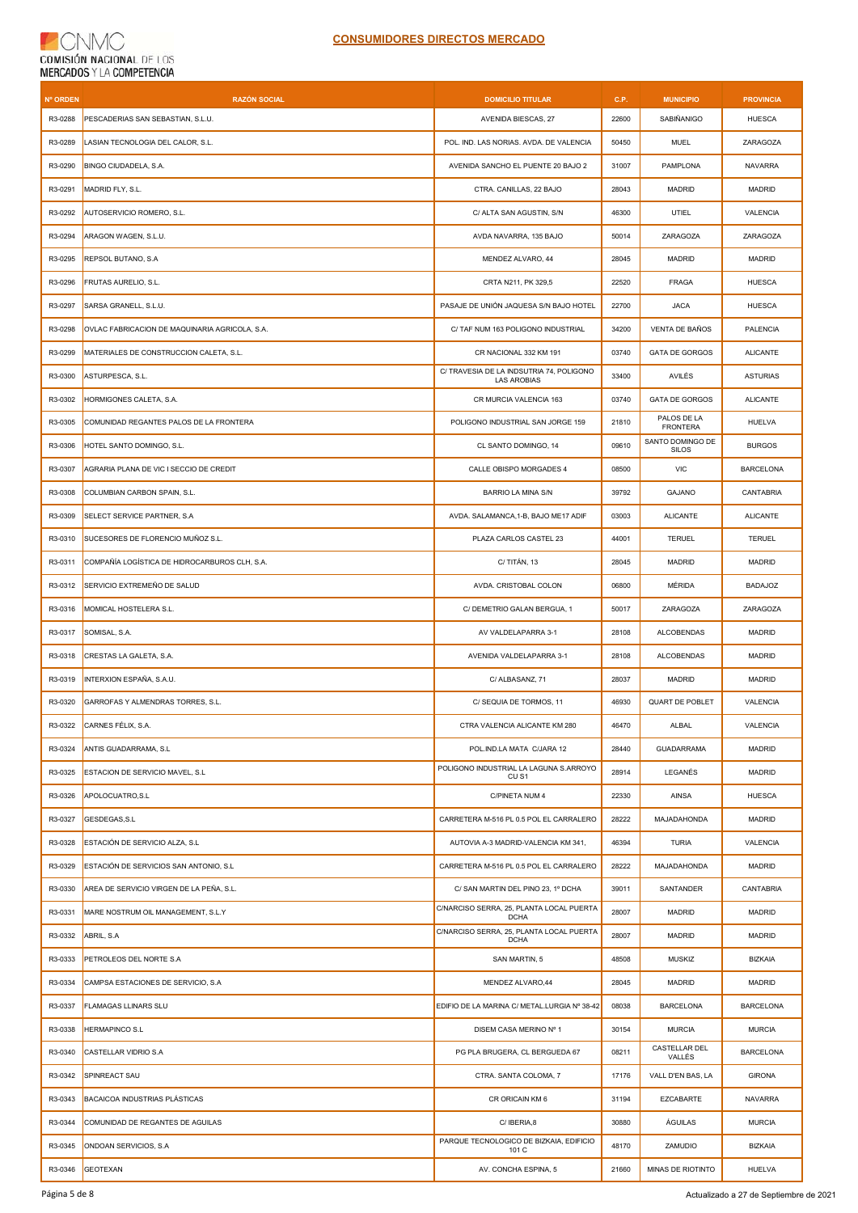CNMC
COMISIÓN NACIONAL DE LOS MERCADOS Y LA COMPETENCIA

## CONSUMIDORES DIRECTOS MERCADO

| Nº ORDEN | RAZÓN SOCIAL | DOMICILIO TITULAR | C.P. | MUNICIPIO | PROVINCIA |
|---|---|---|---|---|---|
| R3-0288 | PESCADERIAS SAN SEBASTIAN, S.L.U. | AVENIDA BIESCAS, 27 | 22600 | SABIÑANIGO | HUESCA |
| R3-0289 | LASIAN TECNOLOGIA DEL CALOR, S.L. | POL. IND. LAS NORIAS. AVDA. DE VALENCIA | 50450 | MUEL | ZARAGOZA |
| R3-0290 | BINGO CIUDADELA, S.A. | AVENIDA SANCHO EL PUENTE 20 BAJO 2 | 31007 | PAMPLONA | NAVARRA |
| R3-0291 | MADRID FLY, S.L. | CTRA. CANILLAS, 22 BAJO | 28043 | MADRID | MADRID |
| R3-0292 | AUTOSERVICIO ROMERO, S.L. | C/ ALTA SAN AGUSTIN, S/N | 46300 | UTIEL | VALENCIA |
| R3-0294 | ARAGON WAGEN, S.L.U. | AVDA NAVARRA, 135 BAJO | 50014 | ZARAGOZA | ZARAGOZA |
| R3-0295 | REPSOL BUTANO, S.A | MENDEZ ALVARO, 44 | 28045 | MADRID | MADRID |
| R3-0296 | FRUTAS AURELIO, S.L. | CRTA N211, PK 329,5 | 22520 | FRAGA | HUESCA |
| R3-0297 | SARSA GRANELL, S.L.U. | PASAJE DE UNIÓN JAQUESA S/N BAJO HOTEL | 22700 | JACA | HUESCA |
| R3-0298 | OVLAC FABRICACION DE MAQUINARIA AGRICOLA, S.A. | C/ TAF NUM 163 POLIGONO INDUSTRIAL | 34200 | VENTA DE BAÑOS | PALENCIA |
| R3-0299 | MATERIALES DE CONSTRUCCION CALETA, S.L. | CR NACIONAL 332 KM 191 | 03740 | GATA DE GORGOS | ALICANTE |
| R3-0300 | ASTURPESCA, S.L. | C/ TRAVESIA DE LA INDSUTRIA 74, POLIGONO LAS AROBIAS | 33400 | AVILÉS | ASTURIAS |
| R3-0302 | HORMIGONES CALETA, S.A. | CR MURCIA VALENCIA 163 | 03740 | GATA DE GORGOS | ALICANTE |
| R3-0305 | COMUNIDAD REGANTES PALOS DE LA FRONTERA | POLIGONO INDUSTRIAL SAN JORGE 159 | 21810 | PALOS DE LA FRONTERA | HUELVA |
| R3-0306 | HOTEL SANTO DOMINGO, S.L. | CL SANTO DOMINGO, 14 | 09610 | SANTO DOMINGO DE SILOS | BURGOS |
| R3-0307 | AGRARIA PLANA DE VIC I SECCIO DE CREDIT | CALLE OBISPO MORGADES 4 | 08500 | VIC | BARCELONA |
| R3-0308 | COLUMBIAN CARBON SPAIN, S.L. | BARRIO LA MINA S/N | 39792 | GAJANO | CANTABRIA |
| R3-0309 | SELECT SERVICE PARTNER, S.A | AVDA. SALAMANCA,1-B, BAJO ME17 ADIF | 03003 | ALICANTE | ALICANTE |
| R3-0310 | SUCESORES DE FLORENCIO MUÑOZ S.L. | PLAZA CARLOS CASTEL 23 | 44001 | TERUEL | TERUEL |
| R3-0311 | COMPAÑÍA LOGÍSTICA DE HIDROCARBUROS CLH, S.A. | C/ TITÁN, 13 | 28045 | MADRID | MADRID |
| R3-0312 | SERVICIO EXTREMEÑO DE SALUD | AVDA. CRISTOBAL COLON | 06800 | MÉRIDA | BADAJOZ |
| R3-0316 | MOMICAL HOSTELERA S.L. | C/ DEMETRIO GALAN BERGUA, 1 | 50017 | ZARAGOZA | ZARAGOZA |
| R3-0317 | SOMISAL, S.A. | AV VALDELAPARRA 3-1 | 28108 | ALCOBENDAS | MADRID |
| R3-0318 | CRESTAS LA GALETA, S.A. | AVENIDA VALDELAPARRA 3-1 | 28108 | ALCOBENDAS | MADRID |
| R3-0319 | INTERXION ESPAÑA, S.A.U. | C/ ALBASANZ, 71 | 28037 | MADRID | MADRID |
| R3-0320 | GARROFAS Y ALMENDRAS TORRES, S.L. | C/ SEQUIA DE TORMOS, 11 | 46930 | QUART DE POBLET | VALENCIA |
| R3-0322 | CARNES FÉLIX, S.A. | CTRA VALENCIA ALICANTE KM 280 | 46470 | ALBAL | VALENCIA |
| R3-0324 | ANTIS GUADARRAMA, S.L | POL.IND.LA MATA C/JARA 12 | 28440 | GUADARRAMA | MADRID |
| R3-0325 | ESTACION DE SERVICIO MAVEL, S.L | POLIGONO INDUSTRIAL LA LAGUNA S.ARROYO CU S1 | 28914 | LEGANÉS | MADRID |
| R3-0326 | APOLOCUATRO,S.L | C/PINETA NUM 4 | 22330 | AINSA | HUESCA |
| R3-0327 | GESDEGAS,S.L | CARRETERA M-516 PL 0.5 POL EL CARRALERO | 28222 | MAJADAHONDA | MADRID |
| R3-0328 | ESTACIÓN DE SERVICIO ALZA, S.L | AUTOVIA A-3 MADRID-VALENCIA KM 341, | 46394 | TURIA | VALENCIA |
| R3-0329 | ESTACIÓN DE SERVICIOS SAN ANTONIO, S.L | CARRETERA M-516 PL 0.5 POL EL CARRALERO | 28222 | MAJADAHONDA | MADRID |
| R3-0330 | AREA DE SERVICIO VIRGEN DE LA PEÑA, S.L. | C/ SAN MARTIN DEL PINO 23, 1º DCHA | 39011 | SANTANDER | CANTABRIA |
| R3-0331 | MARE NOSTRUM OIL MANAGEMENT, S.L.Y | C/NARCISO SERRA, 25, PLANTA LOCAL PUERTA DCHA | 28007 | MADRID | MADRID |
| R3-0332 | ABRIL, S.A | C/NARCISO SERRA, 25, PLANTA LOCAL PUERTA DCHA | 28007 | MADRID | MADRID |
| R3-0333 | PETROLEOS DEL NORTE S.A | SAN MARTIN, 5 | 48508 | MUSKIZ | BIZKAIA |
| R3-0334 | CAMPSA ESTACIONES DE SERVICIO, S.A | MENDEZ ALVARO,44 | 28045 | MADRID | MADRID |
| R3-0337 | FLAMAGAS LLINARS SLU | EDIFIO DE LA MARINA C/ METAL.LURGIA Nº 38-42 | 08038 | BARCELONA | BARCELONA |
| R3-0338 | HERMAPINCO S.L | DISEM CASA MERINO Nº 1 | 30154 | MURCIA | MURCIA |
| R3-0340 | CASTELLAR VIDRIO S.A | PG PLA BRUGERA, CL BERGUEDA 67 | 08211 | CASTELLAR DEL VALLÈS | BARCELONA |
| R3-0342 | SPINREACT SAU | CTRA. SANTA COLOMA, 7 | 17176 | VALL D'EN BAS, LA | GIRONA |
| R3-0343 | BACAICOA INDUSTRIAS PLÁSTICAS | CR ORICAIN KM 6 | 31194 | EZCABARTE | NAVARRA |
| R3-0344 | COMUNIDAD DE REGANTES DE AGUILAS | C/ IBERIA,8 | 30880 | ÁGUILAS | MURCIA |
| R3-0345 | ONDOAN SERVICIOS, S.A | PARQUE TECNOLOGICO DE BIZKAIA, EDIFICIO 101 C | 48170 | ZAMUDIO | BIZKAIA |
| R3-0346 | GEOTEXAN | AV. CONCHA ESPINA, 5 | 21660 | MINAS DE RIOTINTO | HUELVA |

Actualizado a 27 de Septiembre de 2021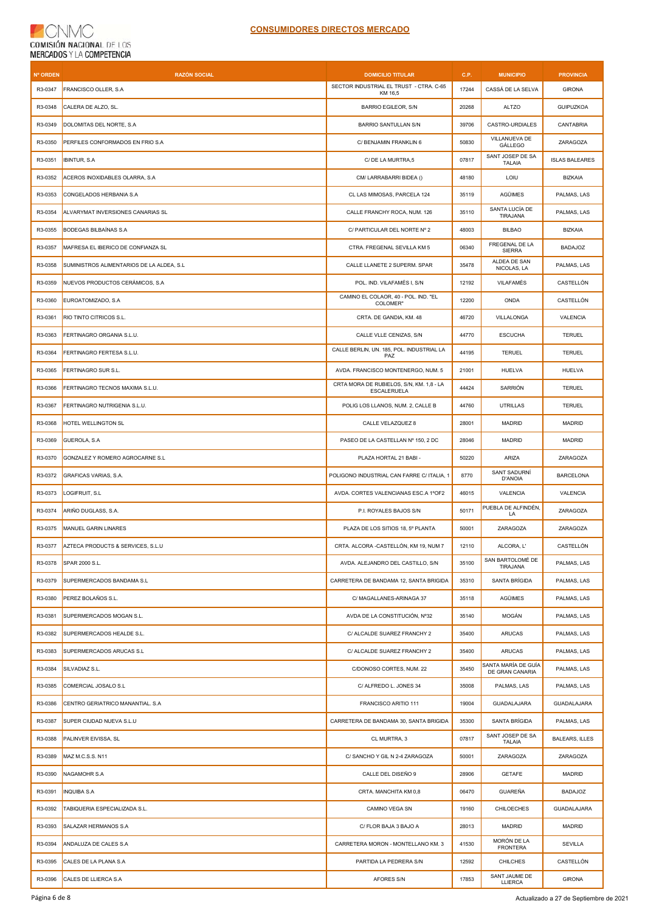## CONSUMIDORES DIRECTOS MERCADO

| Nº ORDEN | RAZÓN SOCIAL | DOMICILIO TITULAR | C.P. | MUNICIPIO | PROVINCIA |
|---|---|---|---|---|---|
| R3-0347 | FRANCISCO OLLER, S.A | SECTOR INDUSTRIAL EL TRUST - CTRA. C-65 KM 16,5 | 17244 | CASSÁ DE LA SELVA | GIRONA |
| R3-0348 | CALERA DE ALZO, SL. | BARRIO EGILEOR, S/N | 20268 | ALTZO | GUIPUZKOA |
| R3-0349 | DOLOMITAS DEL NORTE, S.A | BARRIO SANTULLAN S/N | 39706 | CASTRO-URDIALES | CANTABRIA |
| R3-0350 | PERFILES CONFORMADOS EN FRIO S.A | C/ BENJAMIN FRANKLIN 6 | 50830 | VILLANUEVA DE GÁLLEGO | ZARAGOZA |
| R3-0351 | IBINTUR, S.A | C/ DE LA MURTRA,5 | 07817 | SANT JOSEP DE SA TALAIA | ISLAS BALEARES |
| R3-0352 | ACEROS INOXIDABLES OLARRA, S.A | CM/ LARRABARRI BIDEA () | 48180 | LOIU | BIZKAIA |
| R3-0353 | CONGELADOS HERBANIA S.A | CL LAS MIMOSAS, PARCELA 124 | 35119 | AGÜIMES | PALMAS, LAS |
| R3-0354 | ALVARYMAT INVERSIONES CANARIAS SL | CALLE FRANCHY ROCA, NUM. 126 | 35110 | SANTA LUCÍA DE TIRAJANA | PALMAS, LAS |
| R3-0355 | BODEGAS BILBAÍNAS S.A | C/ PARTICULAR DEL NORTE Nº 2 | 48003 | BILBAO | BIZKAIA |
| R3-0357 | MAFRESA EL IBERICO DE CONFIANZA SL | CTRA. FREGENAL SEVILLA KM 5 | 06340 | FREGENAL DE LA SIERRA | BADAJOZ |
| R3-0358 | SUMINISTROS ALIMENTARIOS DE LA ALDEA, S.L | CALLE LLANETE 2 SUPERM. SPAR | 35478 | ALDEA DE SAN NICOLAS, LA | PALMAS, LAS |
| R3-0359 | NUEVOS PRODUCTOS CERÁMICOS, S.A | POL. IND. VILAFAMÉS I, S/N | 12192 | VILAFAMÉS | CASTELLÓN |
| R3-0360 | EUROATOMIZADO, S.A | CAMINO EL COLAOR, 40 - POL. IND. "EL COLOMER" | 12200 | ONDA | CASTELLÓN |
| R3-0361 | RIO TINTO CITRICOS S.L. | CRTA. DE GANDIA, KM. 48 | 46720 | VILLALONGA | VALENCIA |
| R3-0363 | FERTINAGRO ORGANIA S.L.U. | CALLE VLLE CENIZAS, S/N | 44770 | ESCUCHA | TERUEL |
| R3-0364 | FERTINAGRO FERTESA S.L.U. | CALLE BERLIN, UN. 185, POL. INDUSTRIAL LA PAZ | 44195 | TERUEL | TERUEL |
| R3-0365 | FERTINAGRO SUR S.L. | AVDA. FRANCISCO MONTENERGO, NUM. 5 | 21001 | HUELVA | HUELVA |
| R3-0366 | FERTINAGRO TECNOS MAXIMA S.L.U. | CRTA MORA DE RUBIELOS, S/N, KM. 1,8 - LA ESCALERUELA | 44424 | SARRIÓN | TERUEL |
| R3-0367 | FERTINAGRO NUTRIGENIA S.L.U. | POLIG LOS LLANOS, NUM. 2, CALLE B | 44760 | UTRILLAS | TERUEL |
| R3-0368 | HOTEL WELLINGTON SL | CALLE VELAZQUEZ 8 | 28001 | MADRID | MADRID |
| R3-0369 | GUEROLA, S.A | PASEO DE LA CASTELLAN Nº 150, 2 DC | 28046 | MADRID | MADRID |
| R3-0370 | GONZALEZ Y ROMERO AGROCARNE S.L | PLAZA HORTAL 21 BABI - | 50220 | ARIZA | ZARAGOZA |
| R3-0372 | GRAFICAS VARIAS, S.A. | POLIGONO INDUSTRIAL CAN FARRE C/ ITALIA, 1 | 8770 | SANT SADURNÍ D'ANOIA | BARCELONA |
| R3-0373 | LOGIFRUIT, S.L | AVDA. CORTES VALENCIANAS ESC.A 1ºOF2 | 46015 | VALENCIA | VALENCIA |
| R3-0374 | ARIÑO DUGLASS, S.A. | P.I. ROYALES BAJOS S/N | 50171 | PUEBLA DE ALFINDÉN, LA | ZARAGOZA |
| R3-0375 | MANUEL GARIN LINARES | PLAZA DE LOS SITIOS 18, 5º PLANTA | 50001 | ZARAGOZA | ZARAGOZA |
| R3-0377 | AZTECA PRODUCTS & SERVICES, S.L.U | CRTA. ALCORA -CASTELLÓN, KM 19, NUM 7 | 12110 | ALCORA, L' | CASTELLÓN |
| R3-0378 | SPAR 2000 S.L. | AVDA. ALEJANDRO DEL CASTILLO, S/N | 35100 | SAN BARTOLOMÉ DE TIRAJANA | PALMAS, LAS |
| R3-0379 | SUPERMERCADOS BANDAMA S.L | CARRETERA DE BANDAMA 12, SANTA BRIGIDA | 35310 | SANTA BRÍGIDA | PALMAS, LAS |
| R3-0380 | PEREZ BOLAÑOS S.L. | C/ MAGALLANES-ARINAGA 37 | 35118 | AGÜIMES | PALMAS, LAS |
| R3-0381 | SUPERMERCADOS MOGAN S.L. | AVDA DE LA CONSTITUCIÓN, Nº32 | 35140 | MOGÁN | PALMAS, LAS |
| R3-0382 | SUPERMERCADOS HEALDE S.L. | C/ ALCALDE SUAREZ FRANCHY 2 | 35400 | ARUCAS | PALMAS, LAS |
| R3-0383 | SUPERMERCADOS ARUCAS S.L | C/ ALCALDE SUAREZ FRANCHY 2 | 35400 | ARUCAS | PALMAS, LAS |
| R3-0384 | SILVADIAZ S.L. | C/DONOSO CORTES, NUM. 22 | 35450 | SANTA MARÍA DE GUÍA DE GRAN CANARIA | PALMAS, LAS |
| R3-0385 | COMERCIAL JOSALO S.L | C/ ALFREDO L. JONES 34 | 35008 | PALMAS, LAS | PALMAS, LAS |
| R3-0386 | CENTRO GERIATRICO MANANTIAL. S.A | FRANCISCO ARITIO 111 | 19004 | GUADALAJARA | GUADALAJARA |
| R3-0387 | SUPER CIUDAD NUEVA S.L.U | CARRETERA DE BANDAMA 30, SANTA BRIGIDA | 35300 | SANTA BRÍGIDA | PALMAS, LAS |
| R3-0388 | PALINVER EIVISSA, SL | CL MURTRA, 3 | 07817 | SANT JOSEP DE SA TALAIA | BALEARS, ILLES |
| R3-0389 | MAZ M.C.S.S. N11 | C/ SANCHO Y GIL N 2-4 ZARAGOZA | 50001 | ZARAGOZA | ZARAGOZA |
| R3-0390 | NAGAMOHR S.A | CALLE DEL DISEÑO 9 | 28906 | GETAFE | MADRID |
| R3-0391 | INQUIBA S.A | CRTA. MANCHITA KM 0,8 | 06470 | GUAREÑA | BADAJOZ |
| R3-0392 | TABIQUERIA ESPECIALIZADA S.L. | CAMINO VEGA SN | 19160 | CHILOECHES | GUADALAJARA |
| R3-0393 | SALAZAR HERMANOS S.A | C/ FLOR BAJA 3 BAJO A | 28013 | MADRID | MADRID |
| R3-0394 | ANDALUZA DE CALES S.A | CARRETERA MORON - MONTELLANO KM. 3 | 41530 | MORÓN DE LA FRONTERA | SEVILLA |
| R3-0395 | CALES DE LA PLANA S.A | PARTIDA LA PEDRERA S/N | 12592 | CHILCHES | CASTELLÓN |
| R3-0396 | CALES DE LLIERCA S.A | AFORES S/N | 17853 | SANT JAUME DE LLIERCA | GIRONA |

Actualizado a 27 de Septiembre de 2021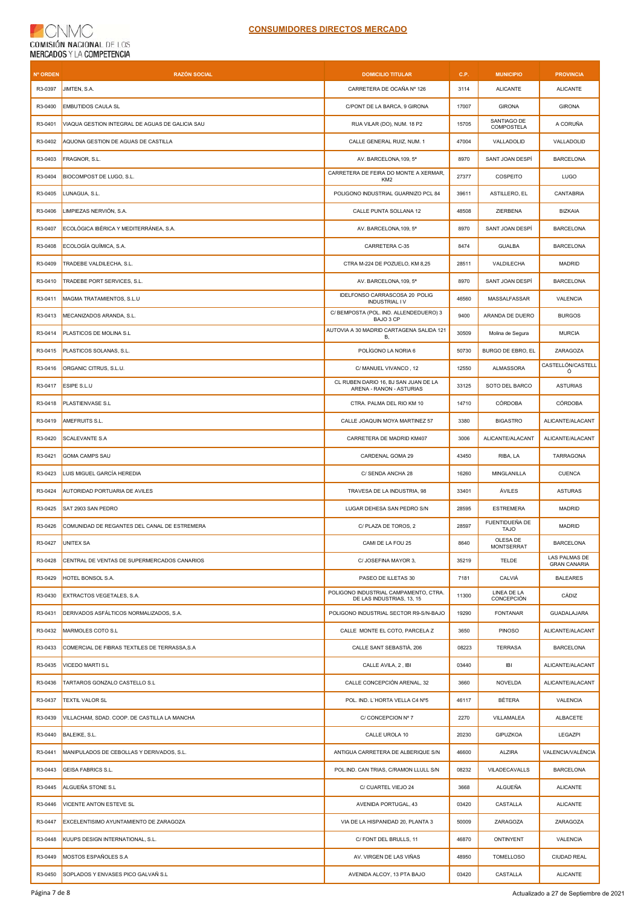# CONSUMIDORES DIRECTOS MERCADO

| Nº ORDEN | RAZÓN SOCIAL | DOMICILIO TITULAR | C.P. | MUNICIPIO | PROVINCIA |
|---|---|---|---|---|---|
| R3-0397 | JIMTEN, S.A. | CARRETERA DE OCAÑA Nº 126 | 3114 | ALICANTE | ALICANTE |
| R3-0400 | EMBUTIDOS CAULA SL | C/PONT DE LA BARCA, 9 GIRONA | 17007 | GIRONA | GIRONA |
| R3-0401 | VIAQUA GESTION INTEGRAL DE AGUAS DE GALICIA SAU | RUA VILAR (DO), NUM. 18 P2 | 15705 | SANTIAGO DE COMPOSTELA | A CORUÑA |
| R3-0402 | AQUONA GESTION DE AGUAS DE CASTILLA | CALLE GENERAL RUIZ, NUM. 1 | 47004 | VALLADOLID | VALLADOLID |
| R3-0403 | FRAGNOR, S.L. | AV. BARCELONA,109, 5ª | 8970 | SANT JOAN DESPÍ | BARCELONA |
| R3-0404 | BIOCOMPOST DE LUGO, S.L. | CARRETERA DE FEIRA DO MONTE A XERMAR, KM2 | 27377 | COSPEITO | LUGO |
| R3-0405 | LUNAGUA, S.L. | POLIGONO INDUSTRIAL GUARNIZO PCL 84 | 39611 | ASTILLERO, EL | CANTABRIA |
| R3-0406 | LIMPIEZAS NERVIÓN, S.A. | CALLE PUNTA SOLLANA 12 | 48508 | ZIERBENA | BIZKAIA |
| R3-0407 | ECOLÓGICA IBÉRICA Y MEDITERRÁNEA, S.A. | AV. BARCELONA,109, 5ª | 8970 | SANT JOAN DESPÍ | BARCELONA |
| R3-0408 | ECOLOGÍA QUÍMICA, S.A. | CARRETERA C-35 | 8474 | GUALBA | BARCELONA |
| R3-0409 | TRADEBE VALDILECHA, S.L. | CTRA M-224 DE POZUELO, KM 8,25 | 28511 | VALDILECHA | MADRID |
| R3-0410 | TRADEBE PORT SERVICES, S.L. | AV. BARCELONA,109, 5ª | 8970 | SANT JOAN DESPÍ | BARCELONA |
| R3-0411 | MAGMA TRATAMIENTOS, S.L.U | IDELFONSO CARRASCOSA 20 POLIG INDUSTRIAL I V | 46560 | MASSALFASSAR | VALENCIA |
| R3-0413 | MECANIZADOS ARANDA, S.L. | C/ BEMPOSTA (POL. IND. ALLENDEDUERO) 3 BAJO 3 CP | 9400 | ARANDA DE DUERO | BURGOS |
| R3-0414 | PLASTICOS DE MOLINA S.L | AUTOVIA A 30 MADRID CARTAGENA SALIDA 121 B, | 30509 | Molina de Segura | MURCIA |
| R3-0415 | PLASTICOS SOLANAS, S.L. | POLÍGONO LA NORIA 6 | 50730 | BURGO DE EBRO, EL | ZARAGOZA |
| R3-0416 | ORGANIC CITRUS, S.L.U. | C/ MANUEL VIVANCO , 12 | 12550 | ALMASSORA | CASTELLÓN/CASTELLÓ |
| R3-0417 | ESIPE S.L.U | CL RUBEN DARIO 16, BJ SAN JUAN DE LA ARENA - RANON - ASTURIAS | 33125 | SOTO DEL BARCO | ASTURIAS |
| R3-0418 | PLASTIENVASE S.L | CTRA. PALMA DEL RIO KM 10 | 14710 | CÓRDOBA | CÓRDOBA |
| R3-0419 | AMEFRUITS S.L. | CALLE JOAQUIN MOYA MARTINEZ 57 | 3380 | BIGASTRO | ALICANTE/ALACANT |
| R3-0420 | SCALEVANTE S.A | CARRETERA DE MADRID KM407 | 3006 | ALICANTE/ALACANT | ALICANTE/ALACANT |
| R3-0421 | GOMA CAMPS SAU | CARDENAL GOMA 29 | 43450 | RIBA, LA | TARRAGONA |
| R3-0423 | LUIS MIGUEL GARCÍA HEREDIA | C/ SENDA ANCHA 28 | 16260 | MINGLANILLA | CUENCA |
| R3-0424 | AUTORIDAD PORTUARIA DE AVILES | TRAVESA DE LA INDUSTRIA, 98 | 33401 | ÁVILES | ASTURAS |
| R3-0425 | SAT 2903 SAN PEDRO | LUGAR DEHESA SAN PEDRO S/N | 28595 | ESTREMERA | MADRID |
| R3-0426 | COMUNIDAD DE REGANTES DEL CANAL DE ESTREMERA | C/ PLAZA DE TOROS, 2 | 28597 | FUENTIDUEÑA DE TAJO | MADRID |
| R3-0427 | UNITEX SA | CAMI DE LA FOU 25 | 8640 | OLESA DE MONTSERRAT | BARCELONA |
| R3-0428 | CENTRAL DE VENTAS DE SUPERMERCADOS CANARIOS | C/ JOSEFINA MAYOR 3, | 35219 | TELDE | LAS PALMAS DE GRAN CANARIA |
| R3-0429 | HOTEL BONSOL S.A. | PASEO DE ILLETAS 30 | 7181 | CALVIÁ | BALEARES |
| R3-0430 | EXTRACTOS VEGETALES, S.A. | POLIGONO INDUSTRIAL CAMPAMENTO, CTRA. DE LAS INDUSTRIAS, 13, 15 | 11300 | LINEA DE LA CONCEPCIÓN | CÁDIZ |
| R3-0431 | DERIVADOS ASFÁLTICOS NORMALIZADOS, S.A. | POLIGONO INDUSTRIAL SECTOR R9-S/N-BAJO | 19290 | FONTANAR | GUADALAJARA |
| R3-0432 | MARMOLES COTO S.L | CALLE MONTE EL COTO, PARCELA Z | 3650 | PINOSO | ALICANTE/ALACANT |
| R3-0433 | COMERCIAL DE FIBRAS TEXTILES DE TERRASSA,S.A | CALLE SANT SEBASTIÀ, 206 | 08223 | TERRASA | BARCELONA |
| R3-0435 | VICEDO MARTI S.L | CALLE AVILA, 2 , IBI | 03440 | IBI | ALICANTE/ALACANT |
| R3-0436 | TARTAROS GONZALO CASTELLO S.L | CALLE CONCEPCIÓN ARENAL, 32 | 3660 | NOVELDA | ALICANTE/ALACANT |
| R3-0437 | TEXTIL VALOR SL | POL. IND. L´HORTA VELLA C4 Nº5 | 46117 | BÉTERA | VALENCIA |
| R3-0439 | VILLACHAM, SDAD. COOP. DE CASTILLA LA MANCHA | C/ CONCEPCION Nº 7 | 2270 | VILLAMALEA | ALBACETE |
| R3-0440 | BALEIKE, S.L. | CALLE UROLA 10 | 20230 | GIPUZKOA | LEGAZPI |
| R3-0441 | MANIPULADOS DE CEBOLLAS Y DERIVADOS, S.L. | ANTIGUA CARRETERA DE ALBERIQUE S/N | 46600 | ALZIRA | VALENCIA/VALÈNCIA |
| R3-0443 | GEISA FABRICS S.L. | POL.IND. CAN TRIAS, C/RAMON LLULL S/N | 08232 | VILADECAVALLS | BARCELONA |
| R3-0445 | ALGUEÑA STONE S.L | C/ CUARTEL VIEJO 24 | 3668 | ALGUEÑA | ALICANTE |
| R3-0446 | VICENTE ANTON ESTEVE SL | AVENIDA PORTUGAL, 43 | 03420 | CASTALLA | ALICANTE |
| R3-0447 | EXCELENTISIMO AYUNTAMIENTO DE ZARAGOZA | VIA DE LA HISPANIDAD 20, PLANTA 3 | 50009 | ZARAGOZA | ZARAGOZA |
| R3-0448 | KUUPS DESIGN INTERNATIONAL, S.L. | C/ FONT DEL BRULLS, 11 | 46870 | ONTINYENT | VALENCIA |
| R3-0449 | MOSTOS ESPAÑOLES S.A | AV. VIRGEN DE LAS VIÑAS | 48950 | TOMELLOSO | CIUDAD REAL |
| R3-0450 | SOPLADOS Y ENVASES PICO GALVAÑ S.L | AVENIDA ALCOY, 13 PTA BAJO | 03420 | CASTALLA | ALICANTE |

Actualizado a 27 de Septiembre de 2021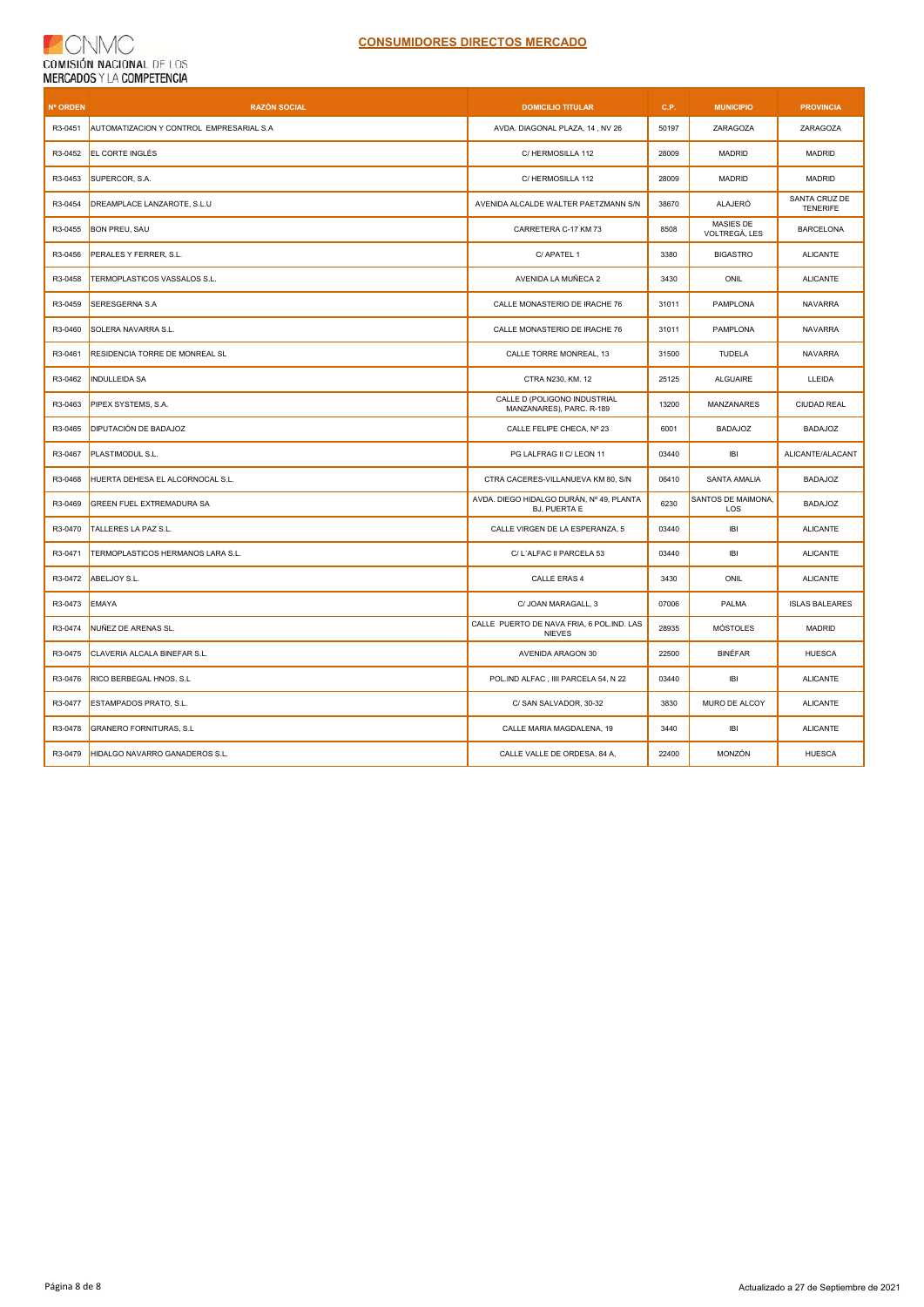CNMC
COMISIÓN NACIONAL DE LOS MERCADOS Y LA COMPETENCIA

## CONSUMIDORES DIRECTOS MERCADO

| Nº ORDEN | RAZÓN SOCIAL | DOMICILIO TITULAR | C.P. | MUNICIPIO | PROVINCIA |
|---|---|---|---|---|---|
| R3-0451 | AUTOMATIZACION Y CONTROL EMPRESARIAL S.A | AVDA. DIAGONAL PLAZA, 14 , NV 26 | 50197 | ZARAGOZA | ZARAGOZA |
| R3-0452 | EL CORTE INGLÉS | C/ HERMOSILLA 112 | 28009 | MADRID | MADRID |
| R3-0453 | SUPERCOR, S.A. | C/ HERMOSILLA 112 | 28009 | MADRID | MADRID |
| R3-0454 | DREAMPLACE LANZAROTE, S.L.U | AVENIDA ALCALDE WALTER PAETZMANN S/N | 38670 | ALAJERÓ | SANTA CRUZ DE TENERIFE |
| R3-0455 | BON PREU, SAU | CARRETERA C-17 KM 73 | 8508 | MASIES DE VOLTREGÀ, LES | BARCELONA |
| R3-0456 | PERALES Y FERRER, S.L. | C/ APATEL 1 | 3380 | BIGASTRO | ALICANTE |
| R3-0458 | TERMOPLASTICOS VASSALOS S.L. | AVENIDA LA MUÑECA 2 | 3430 | ONIL | ALICANTE |
| R3-0459 | SERESGERNA S.A | CALLE MONASTERIO DE IRACHE 76 | 31011 | PAMPLONA | NAVARRA |
| R3-0460 | SOLERA NAVARRA S.L. | CALLE MONASTERIO DE IRACHE 76 | 31011 | PAMPLONA | NAVARRA |
| R3-0461 | RESIDENCIA TORRE DE MONREAL SL | CALLE TORRE MONREAL, 13 | 31500 | TUDELA | NAVARRA |
| R3-0462 | INDULLEIDA SA | CTRA N230, KM. 12 | 25125 | ALGUAIRE | LLEIDA |
| R3-0463 | PIPEX SYSTEMS, S.A. | CALLE D (POLIGONO INDUSTRIAL MANZANARES), PARC. R-189 | 13200 | MANZANARES | CIUDAD REAL |
| R3-0465 | DIPUTACIÓN DE BADAJOZ | CALLE FELIPE CHECA, Nº 23 | 6001 | BADAJOZ | BADAJOZ |
| R3-0467 | PLASTIMODUL S.L. | PG LALFRAG II C/ LEON 11 | 03440 | IBI | ALICANTE/ALACANT |
| R3-0468 | HUERTA DEHESA EL ALCORNOCAL S.L. | CTRA CACERES-VILLANUEVA KM 80, S/N | 06410 | SANTA AMALIA | BADAJOZ |
| R3-0469 | GREEN FUEL EXTREMADURA SA | AVDA. DIEGO HIDALGO DURÁN, Nº 49, PLANTA BJ, PUERTA E | 6230 | SANTOS DE MAIMONA, LOS | BADAJOZ |
| R3-0470 | TALLERES LA PAZ S.L. | CALLE VIRGEN DE LA ESPERANZA, 5 | 03440 | IBI | ALICANTE |
| R3-0471 | TERMOPLASTICOS HERMANOS LARA S.L. | C/ L´ALFAC II PARCELA 53 | 03440 | IBI | ALICANTE |
| R3-0472 | ABELJOY S.L. | CALLE ERAS 4 | 3430 | ONIL | ALICANTE |
| R3-0473 | EMAYA | C/ JOAN MARAGALL, 3 | 07006 | PALMA | ISLAS BALEARES |
| R3-0474 | NUÑEZ DE ARENAS SL. | CALLE PUERTO DE NAVA FRIA, 6 POL.IND. LAS NIEVES | 28935 | MÓSTOLES | MADRID |
| R3-0475 | CLAVERIA ALCALA BINEFAR S.L. | AVENIDA ARAGON 30 | 22500 | BINÉFAR | HUESCA |
| R3-0476 | RICO BERBEGAL HNOS. S.L | POL.IND ALFAC , IIII PARCELA 54, N 22 | 03440 | IBI | ALICANTE |
| R3-0477 | ESTAMPADOS PRATO, S.L. | C/ SAN SALVADOR, 30-32 | 3830 | MURO DE ALCOY | ALICANTE |
| R3-0478 | GRANERO FORNITURAS, S.L | CALLE MARIA MAGDALENA, 19 | 3440 | IBI | ALICANTE |
| R3-0479 | HIDALGO NAVARRO GANADEROS S.L. | CALLE VALLE DE ORDESA, 84 A, | 22400 | MONZÓN | HUESCA |

Actualizado a 27 de Septiembre de 2021